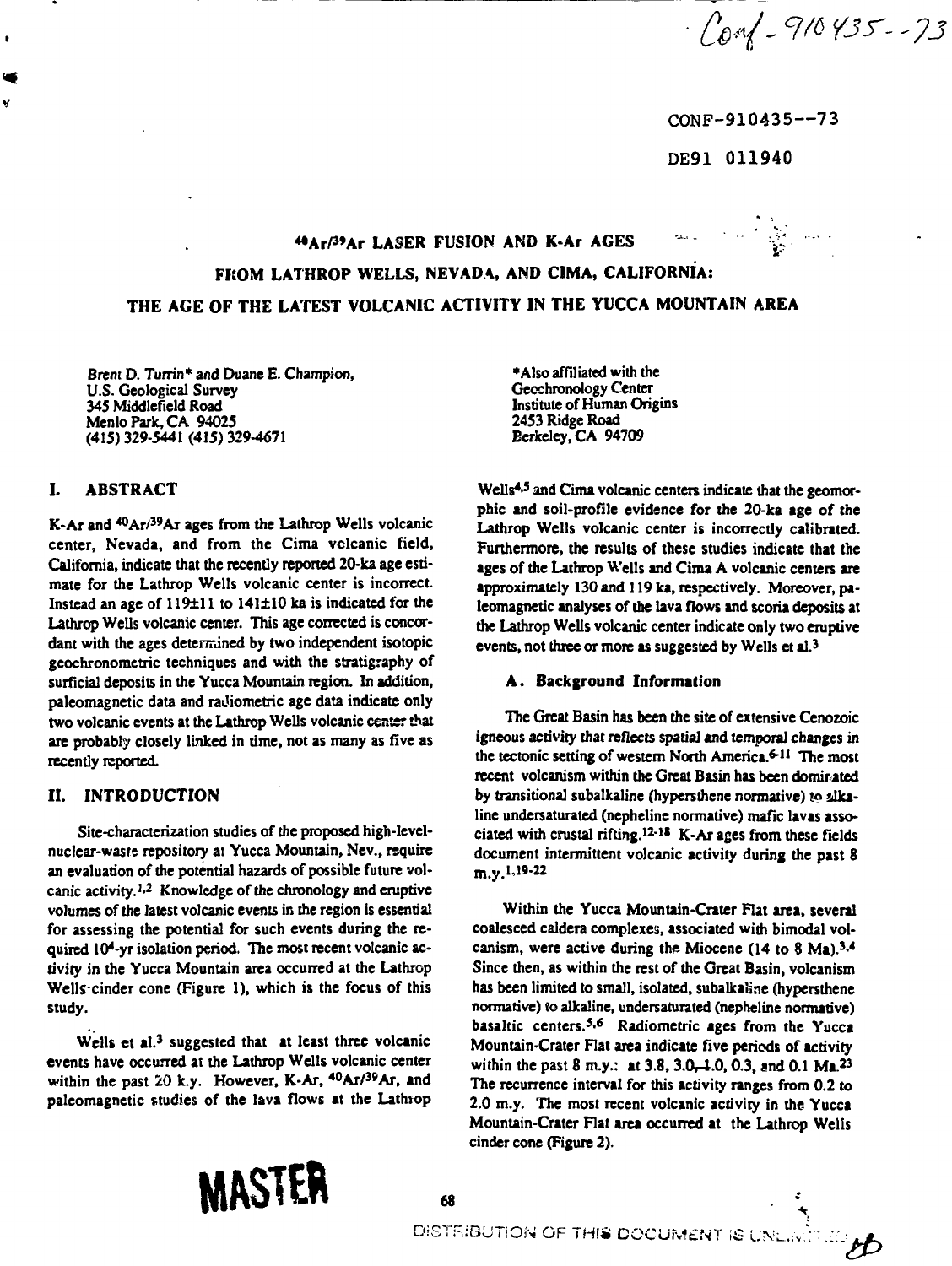Conf-910435--73

CONF-910435--73

DE91 011940

# $^{40}Ar/^{39}Ar$ LASER FUSION AND K-Ar AGES FROM LATHROP WELLS, NEVADA, AND CIMA, CALIFORNIA: THE AGE OF THE LATEST VOLCANIC ACTIVITY IN THE YUCCA MOUNTAIN AREA

Brent D. Turrin* and Duane E. Champion,
U.S. Geological Survey
345 Middlefield Road
Menlo Park, CA 94025
(415) 329-5441 (415) 329-4671

*Also affiliated with the
Geochronology Center
Institute of Human Origins
2453 Ridge Road
Berkeley, CA 94709

## I. ABSTRACT

K-Ar and $^{40}Ar/^{39}Ar$ ages from the Lathrop Wells volcanic center, Nevada, and from the Cima volcanic field, California, indicate that the recently reported 20-ka age estimate for the Lathrop Wells volcanic center is incorrect. Instead an age of 119±11 to 141±10 ka is indicated for the Lathrop Wells volcanic center. This age corrected is concordant with the ages determined by two independent isotopic geochronometric techniques and with the stratigraphy of surficial deposits in the Yucca Mountain region. In addition, paleomagnetic data and radiometric age data indicate only two volcanic events at the Lathrop Wells volcanic center that are probably closely linked in time, not as many as five as recently reported.

## II. INTRODUCTION

Site-characterization studies of the proposed high-level-nuclear-waste repository at Yucca Mountain, Nev., require an evaluation of the potential hazards of possible future volcanic activity.[1,2] Knowledge of the chronology and eruptive volumes of the latest volcanic events in the region is essential for assessing the potential for such events during the required $10^4$-yr isolation period. The most recent volcanic activity in the Yucca Mountain area occurred at the Lathrop Wells cinder cone (Figure 1), which is the focus of this study.

Wells et al.[3] suggested that at least three volcanic events have occurred at the Lathrop Wells volcanic center within the past 20 k.y. However, K-Ar, $^{40}Ar/^{39}Ar$, and paleomagnetic studies of the lava flows at the Lathrop Wells[4,5] and Cima volcanic centers indicate that the geomorphic and soil-profile evidence for the 20-ka age of the Lathrop Wells volcanic center is incorrectly calibrated. Furthermore, the results of these studies indicate that the ages of the Lathrop Wells and Cima A volcanic centers are approximately 130 and 119 ka, respectively. Moreover, paleomagnetic analyses of the lava flows and scoria deposits at the Lathrop Wells volcanic center indicate only two eruptive events, not three or more as suggested by Wells et al.[3]

### A. Background Information

The Great Basin has been the site of extensive Cenozoic igneous activity that reflects spatial and temporal changes in the tectonic setting of western North America.[6-11] The most recent volcanism within the Great Basin has been dominated by transitional subalkaline (hypersthene normative) to alkaline undersaturated (nepheline normative) mafic lavas associated with crustal rifting.[12-18] K-Ar ages from these fields document intermittent volcanic activity during the past 8 m.y.[1,19-22]

Within the Yucca Mountain-Crater Flat area, several coalesced caldera complexes, associated with bimodal volcanism, were active during the Miocene (14 to 8 Ma).[3,4] Since then, as within the rest of the Great Basin, volcanism has been limited to small, isolated, subalkaline (hypersthene normative) to alkaline, undersaturated (nepheline normative) basaltic centers.[5,6] Radiometric ages from the Yucca Mountain-Crater Flat area indicate five periods of activity within the past 8 m.y.: at 3.8, 3.0–1.0, 0.3, and 0.1 Ma.[23] The recurrence interval for this activity ranges from 0.2 to 2.0 m.y. The most recent volcanic activity in the Yucca Mountain-Crater Flat area occurred at the Lathrop Wells cinder cone (Figure 2).

MASTER

DISTRIBUTION OF THIS DOCUMENT IS UNLIMITED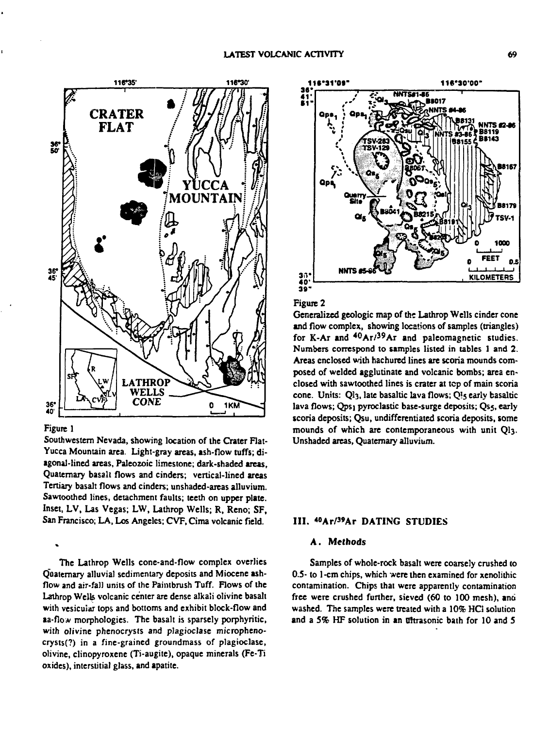Figure 1
Southwestern Nevada, showing location of the Crater Flat-Yucca Mountain area. Light-gray areas, ash-flow tuffs; diagonal-lined areas, Paleozoic limestone; dark-shaded areas, Quaternary basalt flows and cinders; vertical-lined areas Tertiary basalt flows and cinders; unshaded-areas alluvium. Sawtoothed lines, detachment faults; teeth on upper plate. Inset, LV, Las Vegas; LW, Lathrop Wells; R, Reno; SF, San Francisco; LA, Los Angeles; CVF, Cima volcanic field.

Figure 2
Generalized geologic map of the Lathrop Wells cinder cone and flow complex, showing locations of samples (triangles) for K-Ar and $^{40}Ar/^{39}Ar$ and paleomagnetic studies. Numbers correspond to samples listed in tables 1 and 2. Areas enclosed with hachured lines are scoria mounds composed of welded agglutinate and volcanic bombs; area enclosed with sawtoothed lines is crater at top of main scoria cone. Units: $Ql_3$, late basaltic lava flows; $Ql_5$ early basaltic lava flows; $Qps_1$ pyroclastic base-surge deposits; $Qs_5$, early scoria deposits; Qsu, undifferentiated scoria deposits, some mounds of which are contemporaneous with unit $Ql_3$. Unshaded areas, Quaternary alluvium.

The Lathrop Wells cone-and-flow complex overlies Quaternary alluvial sedimentary deposits and Miocene ash-flow and air-fall units of the Paintbrush Tuff. Flows of the Lathrop Wells volcanic center are dense alkali olivine basalt with vesicular tops and bottoms and exhibit block-flow and aa-flow morphologies. The basalt is sparsely porphyritic, with olivine phenocrysts and plagioclase microphenocrysts(?) in a fine-grained groundmass of plagioclase, olivine, clinopyroxene (Ti-augite), opaque minerals (Fe-Ti oxides), interstitial glass, and apatite.

## III. $^{40}Ar/^{39}Ar$ DATING STUDIES

### A. *Methods*

Samples of whole-rock basalt were coarsely crushed to 0.5- to 1-cm chips, which were then examined for xenolithic contamination. Chips that were apparently contamination free were crushed further, sieved (60 to 100 mesh), and washed. The samples were treated with a 10% HCl solution and a 5% HF solution in an ultrasonic bath for 10 and 5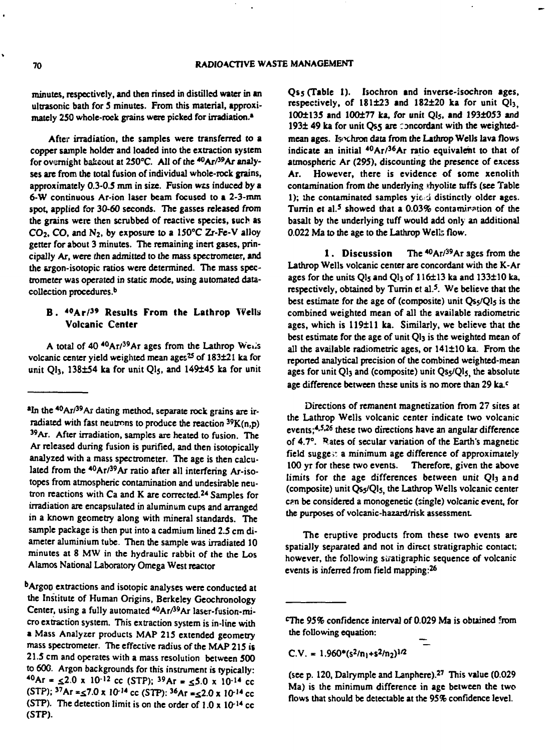minutes, respectively, and then rinsed in distilled water in an ultrasonic bath for 5 minutes. From this material, approximately 250 whole-rock grains were picked for irradiation.[a]

After irradiation, the samples were transferred to a copper sample holder and loaded into the extraction system for overnight bakeout at 250°C. All of the $^{40}Ar/^{39}Ar$ analyses are from the total fusion of individual whole-rock grains, approximately 0.3-0.5 mm in size. Fusion was induced by a 6-W continuous Ar-ion laser beam focused to a 2-3-mm spot, applied for 30-60 seconds. The gasses released from the grains were then scrubbed of reactive species, such as $CO_2$, CO, and $N_2$, by exposure to a 150°C Zr-Fe-V alloy getter for about 3 minutes. The remaining inert gases, principally Ar, were then admitted to the mass spectrometer, and the argon-isotopic ratios were determined. The mass spectrometer was operated in static mode, using automated data-collection procedures.[b]

### B. $^{40}Ar/^{39}$ Results From the Lathrop Wells Volcanic Center

A total of 40 $^{40}Ar/^{39}Ar$ ages from the Lathrop Wells volcanic center yield weighted mean ages[25] of 183±21 ka for unit $Ql_3$, 138±54 ka for unit $Ql_5$, and 149±45 ka for unit $Qs_5$ (Table 1). Isochron and inverse-isochron ages, respectively, of 181±23 and 182±20 ka for unit $Ql_3$, 100±135 and 100±77 ka, for unit $Ql_5$, and 193±053 and 193± 49 ka for unit $Qs_5$ are concordant with the weighted-mean ages. Isochron data from the Lathrop Wells lava flows indicate an initial $^{40}Ar/^{36}Ar$ ratio equivalent to that of atmospheric Ar (295), discounting the presence of excess Ar. However, there is evidence of some xenolith contamination from the underlying rhyolite tuffs (see Table 1); the contaminated samples yield distinctly older ages. Turrin et al.[5] showed that a 0.03% contamination of the basalt by the underlying tuff would add only an additional 0.022 Ma to the age to the Lathrop Wells flow.

**1. Discussion** The $^{40}Ar/^{39}Ar$ ages from the Lathrop Wells volcanic center are concordant with the K-Ar ages for the units $Ql_5$ and $Ql_3$ of 116±13 ka and 133±10 ka, respectively, obtained by Turrin et al.[5]. We believe that the best estimate for the age of (composite) unit $Qs_5/Ql_5$ is the combined weighted mean of all the available radiometric ages, which is 119±11 ka. Similarly, we believe that the best estimate for the age of unit $Ql_3$ is the weighted mean of all the available radiometric ages, or 141±10 ka. From the reported analytical precision of the combined weighted-mean ages for unit $Ql_3$ and (composite) unit $Qs_5/Ql_5$, the absolute age difference between these units is no more than 29 ka.[c]

Directions of remanent magnetization from 27 sites at the Lathrop Wells volcanic center indicate two volcanic events;[4,5,26] these two directions have an angular difference of 4.7°. Rates of secular variation of the Earth's magnetic field suggest a minimum age difference of approximately 100 yr for these two events. Therefore, given the above limits for the age differences between unit $Ql_3$ and (composite) unit $Qs_5/Ql_5$, the Lathrop Wells volcanic center can be considered a monogenetic (single) volcanic event, for the purposes of volcanic-hazard/risk assessment.

The eruptive products from these two events are spatially separated and not in direct stratigraphic contact; however, the following stratigraphic sequence of volcanic events is inferred from field mapping:[26]

---

[a] In the $^{40}Ar/^{39}Ar$ dating method, separate rock grains are irradiated with fast neutrons to produce the reaction $^{39}K(n,p)$ $^{39}Ar$. After irradiation, samples are heated to fusion. The Ar released during fusion is purified, and then isotopically analyzed with a mass spectrometer. The age is then calculated from the $^{40}Ar/^{39}Ar$ ratio after all interfering Ar-isotopes from atmospheric contamination and undesirable neutron reactions with Ca and K are corrected.[24] Samples for irradiation are encapsulated in aluminum cups and arranged in a known geometry along with mineral standards. The sample package is then put into a cadmium lined 2.5 cm diameter aluminium tube. Then the sample was irradiated 10 minutes at 8 MW in the hydraulic rabbit of the the Los Alamos National Laboratory Omega West reactor

[b] Argon extractions and isotopic analyses were conducted at the Institute of Human Origins, Berkeley Geochronology Center, using a fully automated $^{40}Ar/^{39}Ar$ laser-fusion-micro extraction system. This extraction system is in-line with a Mass Analyzer products MAP 215 extended geometry mass spectrometer. The effective radius of the MAP 215 is 21.5 cm and operates with a mass resolution between 500 to 600. Argon backgrounds for this instrument is typically: $^{40}Ar = \leq 2.0 \times 10^{-12}$ cc (STP); $^{39}Ar = \leq 5.0 \times 10^{-14}$ cc (STP); $^{37}Ar = \leq 7.0 \times 10^{-14}$ cc (STP): $^{36}Ar = \leq 2.0 \times 10^{-14}$ cc (STP). The detection limit is on the order of $1.0 \times 10^{-14}$ cc (STP).

[c] The 95% confidence interval of 0.029 Ma is obtained from the following equation:

$$C.V. = 1.960 * (s^2/n_1 + s^2/n_2)^{1/2}$$

(see p. 120, Dalrymple and Lanphere).[27] This value (0.029 Ma) is the minimum difference in age between the two flows that should be detectable at the 95% confidence level.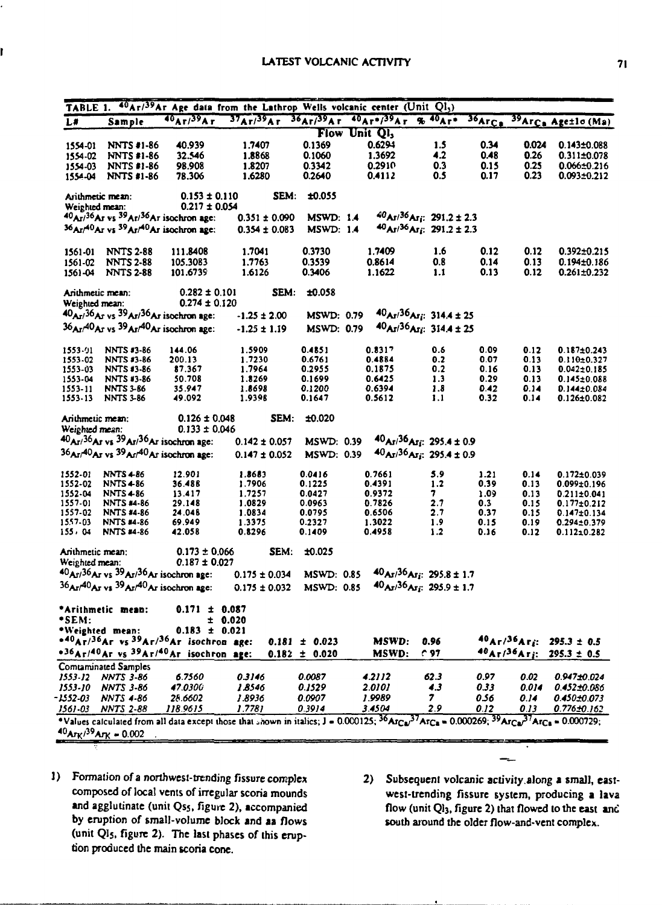TABLE 1. $^{40}Ar/^{39}Ar$ Age data from the Lathrop Wells volcanic center (Unit $Ql_3$)

| L# | Sample | $^{40}Ar/^{39}Ar$ | $^{37}Ar/^{39}Ar$ | $^{36}Ar/^{39}Ar$ | $^{40}Ar^*/^{39}Ar$ | % $^{40}Ar^*$ | $^{36}Ar_{Ca}$ | $^{39}Ar_{Ca}$ | Age±1σ (Ma) |
|---|---|---|---|---|---|---|---|---|---|
| | | | | **Flow Unit $Ql_3$** | | | | | |
| 1554-01 | NNTS #1-86 | 40.939 | 1.7407 | 0.1369 | 0.6294 | 1.5 | 0.34 | 0.024 | 0.143±0.088 |
| 1554-02 | NNTS #1-86 | 32.546 | 1.8868 | 0.1060 | 1.3692 | 4.2 | 0.48 | 0.26 | 0.311±0.078 |
| 1554-03 | NNTS #1-86 | 98.908 | 1.8207 | 0.3342 | 0.2910 | 0.3 | 0.15 | 0.25 | 0.066±0.216 |
| 1554-04 | NNTS #1-86 | 78.306 | 1.6280 | 0.2640 | 0.4112 | 0.5 | 0.17 | 0.23 | 0.093±0.212 |
| Arithmetic mean: | | 0.153 ± 0.110 | SEM: | ±0.055 | | | | | |
| Weighted mean: | | 0.217 ± 0.054 | | | | | | | |
| $^{40}Ar/^{36}Ar$ vs $^{39}Ar/^{36}Ar$ isochron age: | | | 0.351 ± 0.090 | MSWD: 1.4 | $^{40}Ar/^{36}Ar_i$: 291.2 ± 2.3 | | | | |
| $^{36}Ar/^{40}Ar$ vs $^{39}Ar/^{40}Ar$ isochron age: | | | 0.354 ± 0.083 | MSWD: 1.4 | $^{40}Ar/^{36}Ar_i$: 291.2 ± 2.3 | | | | |
| 1561-01 | NNTS 2-88 | 111.8408 | 1.7041 | 0.3730 | 1.7409 | 1.6 | 0.12 | 0.12 | 0.392±0.215 |
| 1561-02 | NNTS 2-88 | 105.3083 | 1.7763 | 0.3539 | 0.8614 | 0.8 | 0.14 | 0.13 | 0.194±0.186 |
| 1561-04 | NNTS 2-88 | 101.6739 | 1.6126 | 0.3406 | 1.1622 | 1.1 | 0.13 | 0.12 | 0.261±0.232 |
| Arithmetic mean: | | 0.282 ± 0.101 | SEM: | ±0.058 | | | | | |
| Weighted mean: | | 0.274 ± 0.120 | | | | | | | |
| $^{40}Ar/^{36}Ar$ vs $^{39}Ar/^{36}Ar$ isochron age: | | | -1.25 ± 2.00 | MSWD: 0.79 | $^{40}Ar/^{36}Ar_i$: 314.4 ± 25 | | | | |
| $^{36}Ar/^{40}Ar$ vs $^{39}Ar/^{40}Ar$ isochron age: | | | -1.25 ± 1.19 | MSWD: 0.79 | $^{40}Ar/^{36}Ar_i$: 314.4 ± 25 | | | | |
| 1553-01 | NNTS #3-86 | 144.06 | 1.5909 | 0.4851 | 0.8317 | 0.6 | 0.09 | 0.12 | 0.187±0.243 |
| 1553-02 | NNTS #3-86 | 200.13 | 1.7230 | 0.6761 | 0.4884 | 0.2 | 0.07 | 0.13 | 0.110±0.327 |
| 1553-03 | NNTS #3-86 | 87.367 | 1.7964 | 0.2955 | 0.1875 | 0.2 | 0.16 | 0.13 | 0.042±0.185 |
| 1553-04 | NNTS #3-86 | 50.708 | 1.8269 | 0.1699 | 0.6425 | 1.3 | 0.29 | 0.13 | 0.145±0.088 |
| 1553-11 | NNTS 3-86 | 35.947 | 1.8698 | 0.1200 | 0.6394 | 1.8 | 0.42 | 0.14 | 0.144±0.084 |
| 1553-13 | NNTS 3-86 | 49.092 | 1.9398 | 0.1647 | 0.5612 | 1.1 | 0.32 | 0.14 | 0.126±0.082 |
| Arithmetic mean: | | 0.126 ± 0.048 | SEM: | ±0.020 | | | | | |
| Weighted mean: | | 0.133 ± 0.046 | | | | | | | |
| $^{40}Ar/^{36}Ar$ vs $^{39}Ar/^{36}Ar$ isochron age: | | | 0.142 ± 0.057 | MSWD: 0.39 | $^{40}Ar/^{36}Ar_i$: 295.4 ± 0.9 | | | | |
| $^{36}Ar/^{40}Ar$ vs $^{39}Ar/^{40}Ar$ isochron age: | | | 0.147 ± 0.052 | MSWD: 0.39 | $^{40}Ar/^{36}Ar_i$: 295.4 ± 0.9 | | | | |
| 1552-01 | NNTS 4-86 | 12.901 | 1.8683 | 0.0416 | 0.7661 | 5.9 | 1.21 | 0.14 | 0.172±0.039 |
| 1552-02 | NNTS 4-86 | 36.488 | 1.7906 | 0.1225 | 0.4391 | 1.2 | 0.39 | 0.13 | 0.099±0.196 |
| 1552-04 | NNTS 4-86 | 13.417 | 1.7257 | 0.0427 | 0.9372 | 7 | 1.09 | 0.13 | 0.211±0.041 |
| 1557-01 | NNTS #4-86 | 29.148 | 1.0829 | 0.0963 | 0.7826 | 2.7 | 0.3 | 0.15 | 0.177±0.212 |
| 1557-02 | NNTS #4-86 | 24.048 | 1.0834 | 0.0795 | 0.6506 | 2.7 | 0.37 | 0.15 | 0.147±0.134 |
| 1557-03 | NNTS #4-86 | 69.949 | 1.3375 | 0.2327 | 1.3022 | 1.9 | 0.15 | 0.19 | 0.294±0.379 |
| 1557-04 | NNTS #4-86 | 42.058 | 0.8296 | 0.1409 | 0.4958 | 1.2 | 0.16 | 0.12 | 0.112±0.282 |
| Arithmetic mean: | | 0.173 ± 0.066 | SEM: | ±0.025 | | | | | |
| Weighted mean: | | 0.187 ± 0.027 | | | | | | | |
| $^{40}Ar/^{36}Ar$ vs $^{39}Ar/^{36}Ar$ isochron age: | | | 0.175 ± 0.034 | MSWD: 0.85 | $^{40}Ar/^{36}Ar_i$: 295.8 ± 1.7 | | | | |
| $^{36}Ar/^{40}Ar$ vs $^{39}Ar/^{40}Ar$ isochron age: | | | 0.175 ± 0.032 | MSWD: 0.85 | $^{40}Ar/^{36}Ar_i$: 295.9 ± 1.7 | | | | |
| **\*Arithmetic mean:** | | **0.171 ± 0.087** | | | | | | | |
| **\*SEM:** | | **± 0.020** | | | | | | | |
| **\*Weighted mean:** | | **0.183 ± 0.021** | | | | | | | |
| **\*$^{40}Ar/^{36}Ar$ vs $^{39}Ar/^{36}Ar$ isochron age:** | | | **0.181 ± 0.023** | | **MSWD: 0.96** | | **$^{40}Ar/^{36}Ar_i$: 295.3 ± 0.5** | | |
| **\*$^{36}Ar/^{40}Ar$ vs $^{39}Ar/^{40}Ar$ isochron age:** | | | **0.182 ± 0.020** | | **MSWD: 0.97** | | **$^{40}Ar/^{36}Ar_i$: 295.3 ± 0.5** | | |
| Contaminated Samples | | | | | | | | | |
| *1553-12* | *NNTS 3-86* | *6.7560* | *0.3146* | *0.0087* | *4.2112* | *62.3* | *0.97* | *0.02* | *0.947±0.024* |
| *1553-10* | *NNTS 3-86* | *47.0300* | *1.8546* | *0.1529* | *2.0101* | *4.3* | *0.33* | *0.014* | *0.452±0.086* |
| *1552-03* | *NNTS 4-86* | *28.6602* | *1.8936* | *0.0907* | *1.9989* | *7* | *0.56* | *0.14* | *0.450±0.073* |
| *1561-03* | *NNTS 2-88* | *118.9615* | *1.7781* | *0.3914* | *3.4504* | *2.9* | *0.12* | *0.13* | *0.776±0.162* |

\*Values calculated from all data except those that shown in italics; J = 0.000125; $^{36}Ar_{Ca}/^{37}Ar_{Ca}$ = 0.000269; $^{39}Ar_{Ca}/^{37}Ar_{Ca}$ = 0.000729; $^{40}Ar_K/^{39}Ar_K$ = 0.002

1) Formation of a northwest-trending fissure complex composed of local vents of irregular scoria mounds and agglutinate (unit $Qs_5$, figure 2), accompanied by eruption of small-volume block and aa flows (unit $Ql_5$, figure 2). The last phases of this eruption produced the main scoria cone.

2) Subsequent volcanic activity along a small, east-west-trending fissure system, producing a lava flow (unit $Ql_3$, figure 2) that flowed to the east and south around the older flow-and-vent complex.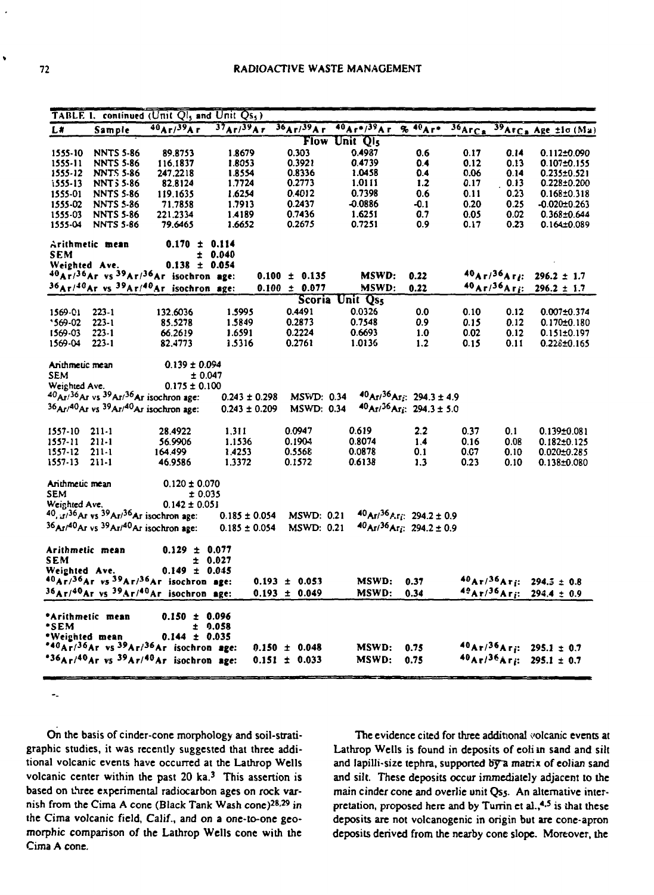TABLE I. continued (Unit $Ql_5$ and Unit $Qs_5$)

| L# | Sample | $^{40}Ar/^{39}Ar$ | $^{37}Ar/^{39}Ar$ | $^{36}Ar/^{39}Ar$ | $^{40}Ar^*/^{39}Ar$ | % $^{40}Ar^*$ | $^{36}Ar_{Ca}$ | $^{39}Ar_{Ca}$ | Age ±1σ (Ma) |
|---|---|---|---|---|---|---|---|---|---|
| | | | | **Flow Unit $Ql_5$** | | | | | |
| 1555-10 | NNTS 5-86 | 89.8753 | 1.8679 | 0.303 | 0.4987 | 0.6 | 0.17 | 0.14 | 0.112±0.090 |
| 1555-11 | NNTS 5-86 | 116.1837 | 1.8053 | 0.3921 | 0.4739 | 0.4 | 0.12 | 0.13 | 0.107±0.155 |
| 1555-12 | NNTS 5-86 | 247.2218 | 1.8554 | 0.8336 | 1.0458 | 0.4 | 0.06 | 0.14 | 0.235±0.521 |
| 1555-13 | NNTS 5-86 | 82.8124 | 1.7724 | 0.2773 | 1.0111 | 1.2 | 0.17 | 0.13 | 0.228±0.200 |
| 1555-01 | NNTS 5-86 | 119.1635 | 1.6254 | 0.4012 | 0.7398 | 0.6 | 0.11 | 0.23 | 0.168±0.318 |
| 1555-02 | NNTS 5-86 | 71.7858 | 1.7913 | 0.2437 | -0.0886 | -0.1 | 0.20 | 0.25 | -0.020±0.263 |
| 1555-03 | NNTS 5-86 | 221.2334 | 1.4189 | 0.7436 | 1.6251 | 0.7 | 0.05 | 0.02 | 0.368±0.644 |
| 1555-04 | NNTS 5-86 | 79.6465 | 1.6652 | 0.2675 | 0.7251 | 0.9 | 0.17 | 0.23 | 0.164±0.089 |

Arithmetic mean 0.170 ± 0.114
SEM ± 0.040
Weighted Ave. 0.138 ± 0.054
$^{40}Ar/^{36}Ar$ vs $^{39}Ar/^{36}Ar$ isochron age: 0.100 ± 0.135 MSWD: 0.22 $^{40}Ar/^{36}Ar_i$: 296.2 ± 1.7
$^{36}Ar/^{40}Ar$ vs $^{39}Ar/^{40}Ar$ isochron age: 0.100 ± 0.077 MSWD: 0.22 $^{40}Ar/^{36}Ar_i$: 296.2 ± 1.7

| L# | Sample | $^{40}Ar/^{39}Ar$ | $^{37}Ar/^{39}Ar$ | $^{36}Ar/^{39}Ar$ | $^{40}Ar^*/^{39}Ar$ | % $^{40}Ar^*$ | $^{36}Ar_{Ca}$ | $^{39}Ar_{Ca}$ | Age ±1σ (Ma) |
|---|---|---|---|---|---|---|---|---|---|
| | | | | **Scoria Unit $Qs_5$** | | | | | |
| 1569-01 | 223-1 | 132.6036 | 1.5995 | 0.4491 | 0.0326 | 0.0 | 0.10 | 0.12 | 0.007±0.374 |
| 1569-02 | 223-1 | 85.5278 | 1.5849 | 0.2873 | 0.7548 | 0.9 | 0.15 | 0.12 | 0.170±0.180 |
| 1569-03 | 223-1 | 66.2619 | 1.6591 | 0.2224 | 0.6693 | 1.0 | 0.02 | 0.12 | 0.151±0.197 |
| 1569-04 | 223-1 | 82.4773 | 1.5316 | 0.2761 | 1.0136 | 1.2 | 0.15 | 0.11 | 0.228±0.165 |

Arithmetic mean 0.139 ± 0.094
SEM ± 0.047
Weighted Ave. 0.175 ± 0.100
$^{40}Ar/^{36}Ar$ vs $^{39}Ar/^{36}Ar$ isochron age: 0.243 ± 0.298 MSWD: 0.34 $^{40}Ar/^{36}Ar_i$: 294.3 ± 4.9
$^{36}Ar/^{40}Ar$ vs $^{39}Ar/^{40}Ar$ isochron age: 0.243 ± 0.209 MSWD: 0.34 $^{40}Ar/^{36}Ar_i$: 294.3 ± 5.0

| L# | Sample | $^{40}Ar/^{39}Ar$ | $^{37}Ar/^{39}Ar$ | $^{36}Ar/^{39}Ar$ | $^{40}Ar^*/^{39}Ar$ | % $^{40}Ar^*$ | $^{36}Ar_{Ca}$ | $^{39}Ar_{Ca}$ | Age ±1σ (Ma) |
|---|---|---|---|---|---|---|---|---|---|
| 1557-10 | 211-1 | 28.4922 | 1.311 | 0.0947 | 0.619 | 2.2 | 0.37 | 0.1 | 0.139±0.081 |
| 1557-11 | 211-1 | 56.9906 | 1.1536 | 0.1904 | 0.8074 | 1.4 | 0.16 | 0.08 | 0.182±0.125 |
| 1557-12 | 211-1 | 164.499 | 1.4253 | 0.5568 | 0.0878 | 0.1 | 0.07 | 0.10 | 0.020±0.285 |
| 1557-13 | 211-1 | 46.9586 | 1.3372 | 0.1572 | 0.6138 | 1.3 | 0.23 | 0.10 | 0.138±0.080 |

Arithmetic mean 0.120 ± 0.070
SEM ± 0.035
Weighted Ave. 0.142 ± 0.051
$^{40}Ar/^{36}Ar$ vs $^{39}Ar/^{36}Ar$ isochron age: 0.185 ± 0.054 MSWD: 0.21 $^{40}Ar/^{36}Ar_i$: 294.2 ± 0.9
$^{36}Ar/^{40}Ar$ vs $^{39}Ar/^{40}Ar$ isochron age: 0.185 ± 0.054 MSWD: 0.21 $^{40}Ar/^{36}Ar_i$: 294.2 ± 0.9

Arithmetic mean 0.129 ± 0.077
SEM ± 0.027
Weighted Ave. 0.149 ± 0.045
$^{40}Ar/^{36}Ar$ vs $^{39}Ar/^{36}Ar$ isochron age: 0.193 ± 0.053 MSWD: 0.37 $^{40}Ar/^{36}Ar_i$: 294.5 ± 0.8
$^{36}Ar/^{40}Ar$ vs $^{39}Ar/^{40}Ar$ isochron age: 0.193 ± 0.049 MSWD: 0.34 $^{40}Ar/^{36}Ar_i$: 294.4 ± 0.9

*Arithmetic mean 0.150 ± 0.096
*SEM ± 0.058
*Weighted mean 0.144 ± 0.035
*$^{40}Ar/^{36}Ar$ vs $^{39}Ar/^{36}Ar$ isochron age: 0.150 ± 0.048 MSWD: 0.75 $^{40}Ar/^{36}Ar_i$: 295.1 ± 0.7
*$^{36}Ar/^{40}Ar$ vs $^{39}Ar/^{40}Ar$ isochron age: 0.151 ± 0.033 MSWD: 0.75 $^{40}Ar/^{36}Ar_i$: 295.1 ± 0.7

On the basis of cinder-cone morphology and soil-stratigraphic studies, it was recently suggested that three additional volcanic events have occurred at the Lathrop Wells volcanic center within the past 20 ka.[3] This assertion is based on three experimental radiocarbon ages on rock varnish from the Cima A cone (Black Tank Wash cone)[28,29] in the Cima volcanic field, Calif., and on a one-to-one geomorphic comparison of the Lathrop Wells cone with the Cima A cone.

The evidence cited for three additional volcanic events at Lathrop Wells is found in deposits of eolian sand and silt and lapilli-size tephra, supported by a matrix of eolian sand and silt. These deposits occur immediately adjacent to the main cinder cone and overlie unit $Qs_5$. An alternative interpretation, proposed here and by Turrin et al.,[4,5] is that these deposits are not volcanogenic in origin but are cone-apron deposits derived from the nearby cone slope. Moreover, the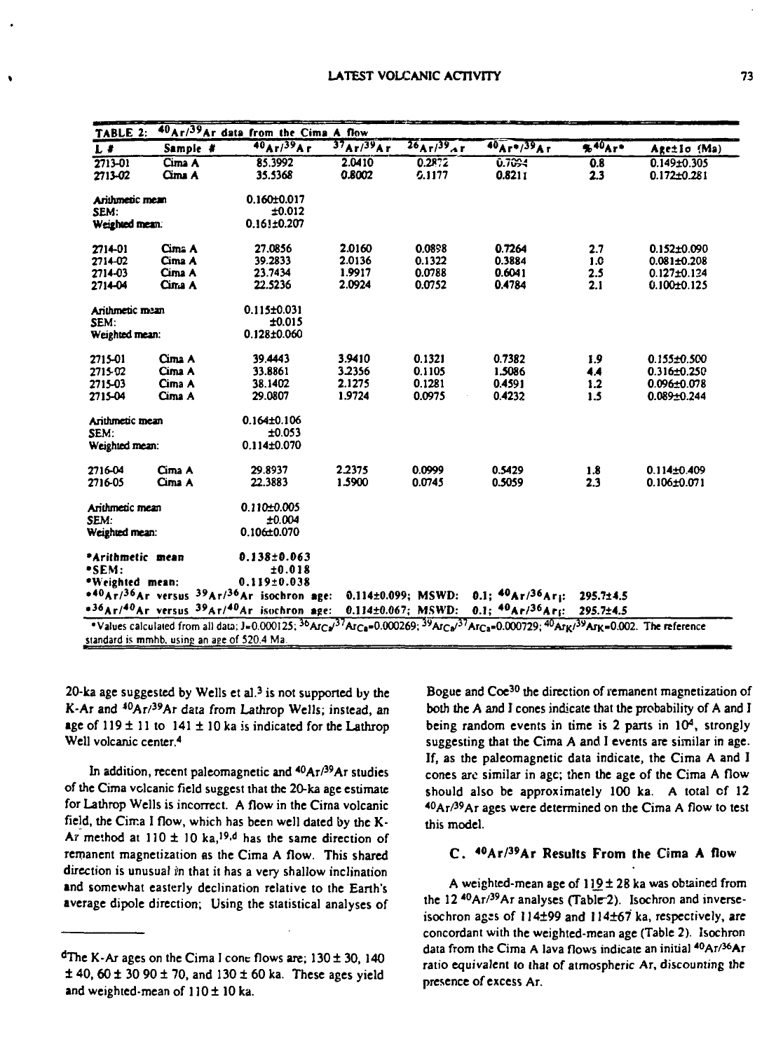| TABLE 2: $^{40}Ar/^{39}Ar$ data from the Cima A flow | | | | | | | |
|---|---|---|---|---|---|---|---|
| L # | Sample # | $^{40}Ar/^{39}Ar$ | $^{37}Ar/^{39}Ar$ | $^{36}Ar/^{39}Ar$ | $^{40}Ar^{*}/^{39}Ar$ | $\%^{40}Ar^{*}$ | Age±1σ (Ma) |
| 2713-01 | Cima A | 85.3992 | 2.0410 | 0.2872 | 0.7094 | 0.8 | 0.149±0.305 |
| 2713-02 | Cima A | 35.5368 | 0.8002 | 0.1177 | 0.8211 | 2.3 | 0.172±0.281 |
| Arithmetic mean | | 0.160±0.017 | | | | | |
| SEM: | | ±0.012 | | | | | |
| Weighted mean: | | 0.161±0.207 | | | | | |
| 2714-01 | Cima A | 27.0856 | 2.0160 | 0.0898 | 0.7264 | 2.7 | 0.152±0.090 |
| 2714-02 | Cima A | 39.2833 | 2.0136 | 0.1322 | 0.3884 | 1.0 | 0.081±0.208 |
| 2714-03 | Cima A | 23.7434 | 1.9917 | 0.0788 | 0.6041 | 2.5 | 0.127±0.124 |
| 2714-04 | Cima A | 22.5236 | 2.0924 | 0.0752 | 0.4784 | 2.1 | 0.100±0.125 |
| Arithmetic mean | | 0.115±0.031 | | | | | |
| SEM: | | ±0.015 | | | | | |
| Weighted mean: | | 0.128±0.060 | | | | | |
| 2715-01 | Cima A | 39.4443 | 3.9410 | 0.1321 | 0.7382 | 1.9 | 0.155±0.500 |
| 2715-02 | Cima A | 33.8861 | 3.2356 | 0.1105 | 1.5086 | 4.4 | 0.316±0.250 |
| 2715-03 | Cima A | 38.1402 | 2.1275 | 0.1281 | 0.4591 | 1.2 | 0.096±0.078 |
| 2715-04 | Cima A | 29.0807 | 1.9724 | 0.0975 | 0.4232 | 1.5 | 0.089±0.244 |
| Arithmetic mean | | 0.164±0.106 | | | | | |
| SEM: | | ±0.053 | | | | | |
| Weighted mean: | | 0.114±0.070 | | | | | |
| 2716-04 | Cima A | 29.8937 | 2.2375 | 0.0999 | 0.5429 | 1.8 | 0.114±0.409 |
| 2716-05 | Cima A | 22.3883 | 1.5900 | 0.0745 | 0.5059 | 2.3 | 0.106±0.071 |
| Arithmetic mean | | 0.110±0.005 | | | | | |
| SEM: | | ±0.004 | | | | | |
| Weighted mean: | | 0.106±0.070 | | | | | |
| **\*Arithmetic mean** | | **0.138±0.063** | | | | | |
| **\*SEM:** | | **±0.018** | | | | | |
| **\*Weighted mean:** | | **0.119±0.038** | | | | | |
| **\*$^{40}Ar/^{36}Ar$ versus $^{39}Ar/^{36}Ar$ isochron age:** | | | **0.114±0.099; MSWD:** | | **0.1; $^{40}Ar/^{36}Ar_i$:** | **295.7±4.5** | |
| **\*$^{36}Ar/^{40}Ar$ versus $^{39}Ar/^{40}Ar$ isochron age:** | | | **0.114±0.067; MSWD:** | | **0.1; $^{40}Ar/^{36}Ar_i$:** | **295.7±4.5** | |

\*Values calculated from all data; J=0.000125; $^{36}Ar_{Ca}/^{37}Ar_{Ca}$=0.000269; $^{39}Ar_{Ca}/^{37}Ar_{Ca}$=0.000729; $^{40}Ar_K/^{39}Ar_K$=0.002. The reference standard is mmhb, using an age of 520.4 Ma.

20-ka age suggested by Wells et al.[3] is not supported by the K-Ar and $^{40}Ar/^{39}Ar$ data from Lathrop Wells; instead, an age of 119 ± 11 to 141 ± 10 ka is indicated for the Lathrop Well volcanic center.[4]

In addition, recent paleomagnetic and $^{40}Ar/^{39}Ar$ studies of the Cima volcanic field suggest that the 20-ka age estimate for Lathrop Wells is incorrect. A flow in the Cima volcanic field, the Cima I flow, which has been well dated by the K-Ar method at 110 ± 10 ka,[19,d] has the same direction of remanent magnetization as the Cima A flow. This shared direction is unusual in that it has a very shallow inclination and somewhat easterly declination relative to the Earth's average dipole direction; Using the statistical analyses of Bogue and Coe[30] the direction of remanent magnetization of both the A and I cones indicate that the probability of A and I being random events in time is 2 parts in $10^4$, strongly suggesting that the Cima A and I events are similar in age. If, as the paleomagnetic data indicate, the Cima A and I cones are similar in age; then the age of the Cima A flow should also be approximately 100 ka. A total of 12 $^{40}Ar/^{39}Ar$ ages were determined on the Cima A flow to test this model.

### C. $^{40}Ar/^{39}Ar$ Results From the Cima A flow

A weighted-mean age of 119 ± 28 ka was obtained from the 12 $^{40}Ar/^{39}Ar$ analyses (Table 2). Isochron and inverse-isochron ages of 114±99 and 114±67 ka, respectively, are concordant with the weighted-mean age (Table 2). Isochron data from the Cima A lava flows indicate an initial $^{40}Ar/^{36}Ar$ ratio equivalent to that of atmospheric Ar, discounting the presence of excess Ar.

---

[d] The K-Ar ages on the Cima I cone flows are; 130 ± 30, 140 ± 40, 60 ± 30 90 ± 70, and 130 ± 60 ka. These ages yield and weighted-mean of 110 ± 10 ka.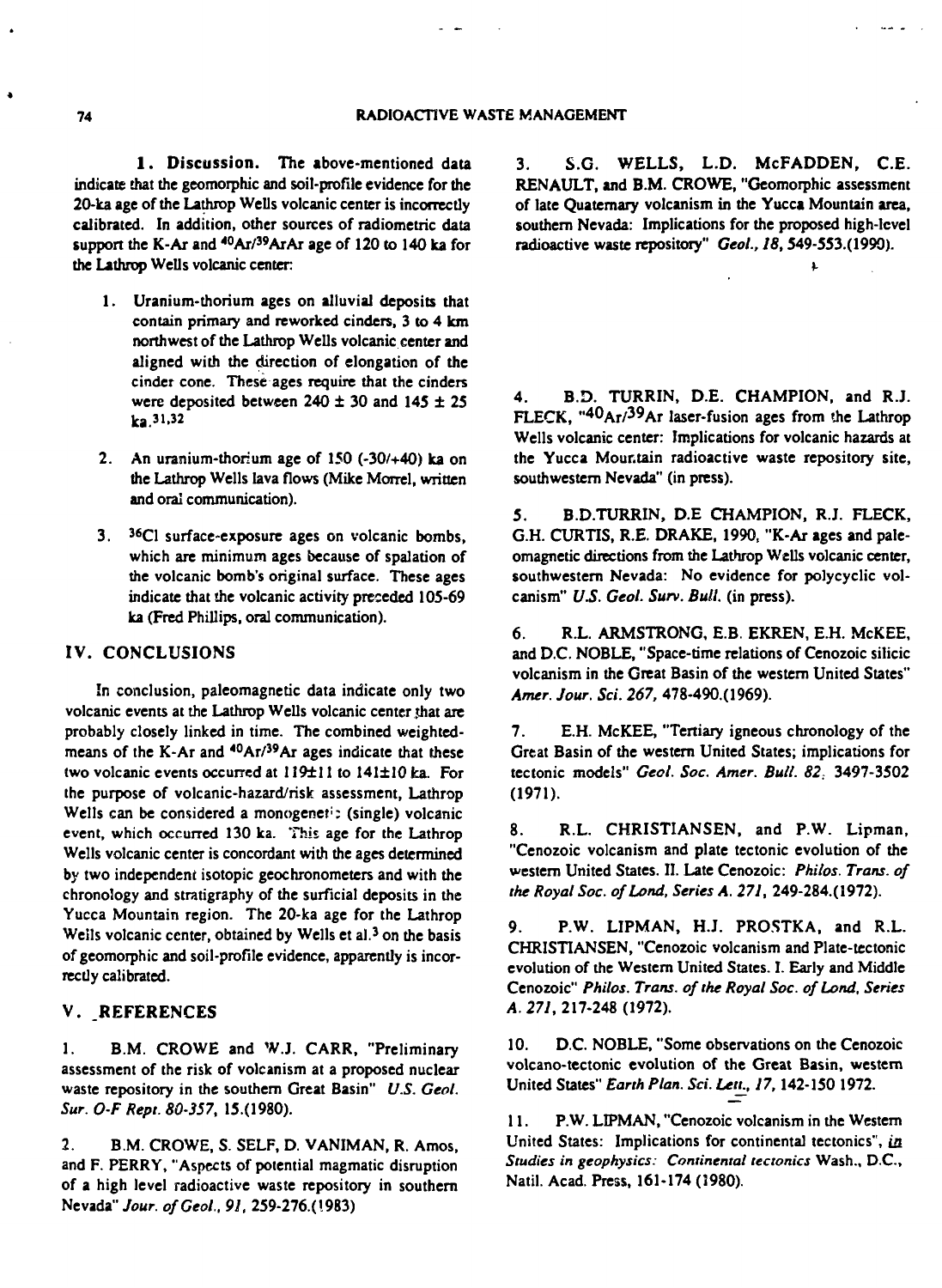**1. Discussion.** The above-mentioned data indicate that the geomorphic and soil-profile evidence for the 20-ka age of the Lathrop Wells volcanic center is incorrectly calibrated. In addition, other sources of radiometric data support the K-Ar and $^{40}Ar/^{39}ArAr$ age of 120 to 140 ka for the Lathrop Wells volcanic center:

1. Uranium-thorium ages on alluvial deposits that contain primary and reworked cinders, 3 to 4 km northwest of the Lathrop Wells volcanic center and aligned with the direction of elongation of the cinder cone. These ages require that the cinders were deposited between 240 ± 30 and 145 ± 25 ka.[31,32]

2. An uranium-thorium age of 150 (-30/+40) ka on the Lathrop Wells lava flows (Mike Morrel, written and oral communication).

3. $^{36}Cl$ surface-exposure ages on volcanic bombs, which are minimum ages because of spalation of the volcanic bomb's original surface. These ages indicate that the volcanic activity preceded 105-69 ka (Fred Phillips, oral communication).

## IV. CONCLUSIONS

In conclusion, paleomagnetic data indicate only two volcanic events at the Lathrop Wells volcanic center that are probably closely linked in time. The combined weighted-means of the K-Ar and $^{40}Ar/^{39}Ar$ ages indicate that these two volcanic events occurred at 119±11 to 141±10 ka. For the purpose of volcanic-hazard/risk assessment, Lathrop Wells can be considered a monogenetic (single) volcanic event, which occurred 130 ka. This age for the Lathrop Wells volcanic center is concordant with the ages determined by two independent isotopic geochronometers and with the chronology and stratigraphy of the surficial deposits in the Yucca Mountain region. The 20-ka age for the Lathrop Wells volcanic center, obtained by Wells et al.[3] on the basis of geomorphic and soil-profile evidence, apparently is incorrectly calibrated.

## V. REFERENCES

1. B.M. CROWE and W.J. CARR, "Preliminary assessment of the risk of volcanism at a proposed nuclear waste repository in the southern Great Basin" *U.S. Geol. Sur. O-F Rept. 80-357*, 15.(1980).

2. B.M. CROWE, S. SELF, D. VANIMAN, R. Amos, and F. PERRY, "Aspects of potential magmatic disruption of a high level radioactive waste repository in southern Nevada" *Jour. of Geol., 91*, 259-276.(1983)

3. S.G. WELLS, L.D. McFADDEN, C.E. RENAULT, and B.M. CROWE, "Geomorphic assessment of late Quaternary volcanism in the Yucca Mountain area, southern Nevada: Implications for the proposed high-level radioactive waste repository" *Geol., 18*, 549-553.(1990).

4. B.D. TURRIN, D.E. CHAMPION, and R.J. FLECK, "$^{40}Ar/^{39}Ar$ laser-fusion ages from the Lathrop Wells volcanic center: Implications for volcanic hazards at the Yucca Mountain radioactive waste repository site, southwestern Nevada" (in press).

5. B.D.TURRIN, D.E CHAMPION, R.J. FLECK, G.H. CURTIS, R.E. DRAKE, 1990, "K-Ar ages and paleomagnetic directions from the Lathrop Wells volcanic center, southwestern Nevada: No evidence for polycyclic volcanism" *U.S. Geol. Surv. Bull.* (in press).

6. R.L. ARMSTRONG, E.B. EKREN, E.H. McKEE, and D.C. NOBLE, "Space-time relations of Cenozoic silicic volcanism in the Great Basin of the western United States" *Amer. Jour. Sci. 267*, 478-490.(1969).

7. E.H. McKEE, "Tertiary igneous chronology of the Great Basin of the western United States; implications for tectonic models" *Geol. Soc. Amer. Bull. 82*, 3497-3502 (1971).

8. R.L. CHRISTIANSEN, and P.W. Lipman, "Cenozoic volcanism and plate tectonic evolution of the western United States. II. Late Cenozoic: *Philos. Trans. of the Royal Soc. of Lond, Series A. 271*, 249-284.(1972).

9. P.W. LIPMAN, H.J. PROSTKA, and R.L. CHRISTIANSEN, "Cenozoic volcanism and Plate-tectonic evolution of the Western United States. I. Early and Middle Cenozoic" *Philos. Trans. of the Royal Soc. of Lond, Series A. 271*, 217-248 (1972).

10. D.C. NOBLE, "Some observations on the Cenozoic volcano-tectonic evolution of the Great Basin, western United States" *Earth Plan. Sci. Lett., 17*, 142-150 1972.

11. P.W. LIPMAN, "Cenozoic volcanism in the Western United States: Implications for continental tectonics", *in Studies in geophysics: Continental tectonics* Wash., D.C., Natl. Acad. Press, 161-174 (1980).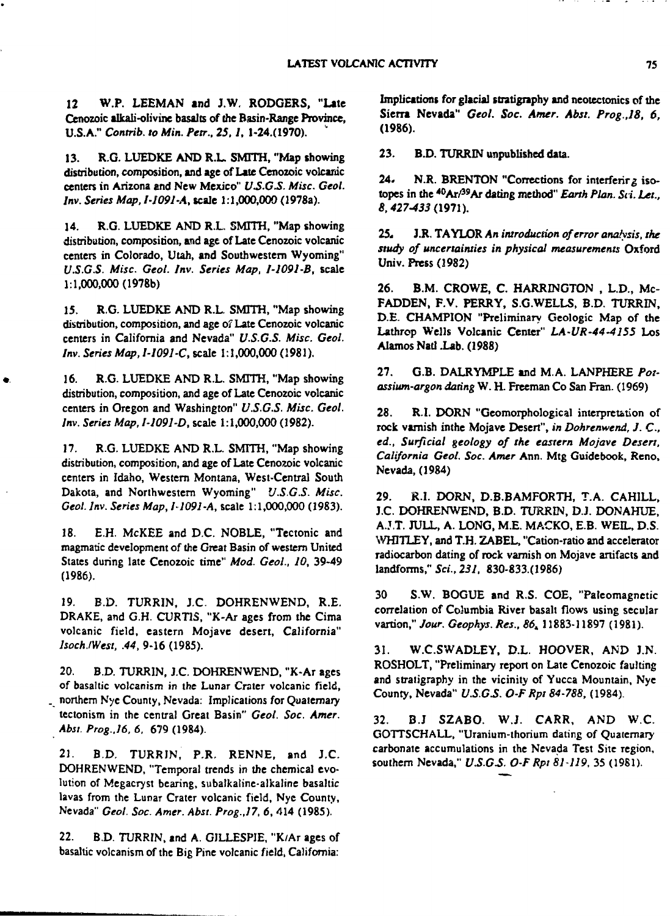12 W.P. LEEMAN and J.W. RODGERS, "Late Cenozoic alkali-olivine basalts of the Basin-Range Province, U.S.A." *Contrib. to Min. Petr., 25, 1*, 1-24.(1970).

13. R.G. LUEDKE AND R.L. SMITH, "Map showing distribution, composition, and age of Late Cenozoic volcanic centers in Arizona and New Mexico" *U.S.G.S. Misc. Geol. Inv. Series Map, I-1091-A*, scale 1:1,000,000 (1978a).

14. R.G. LUEDKE AND R.L. SMITH, "Map showing distribution, composition, and age of Late Cenozoic volcanic centers in Colorado, Utah, and Southwestern Wyoming" *U.S.G.S. Misc. Geol. Inv. Series Map, I-1091-B*, scale 1:1,000,000 (1978b)

15. R.G. LUEDKE AND R.L. SMITH, "Map showing distribution, composition, and age of Late Cenozoic volcanic centers in California and Nevada" *U.S.G.S. Misc. Geol. Inv. Series Map, I-1091-C*, scale 1:1,000,000 (1981).

16. R.G. LUEDKE AND R.L. SMITH, "Map showing distribution, composition, and age of Late Cenozoic volcanic centers in Oregon and Washington" *U.S.G.S. Misc. Geol. Inv. Series Map, I-1091-D*, scale 1:1,000,000 (1982).

17. R.G. LUEDKE AND R.L. SMITH, "Map showing distribution, composition, and age of Late Cenozoic volcanic centers in Idaho, Western Montana, West-Central South Dakota, and Northwestern Wyoming" *U.S.G.S. Misc. Geol. Inv. Series Map, I-1091-A*, scale 1:1,000,000 (1983).

18. E.H. McKEE and D.C. NOBLE, "Tectonic and magmatic development of the Great Basin of western United States during late Cenozoic time" *Mod. Geol., 10*, 39-49 (1986).

19. B.D. TURRIN, J.C. DOHRENWEND, R.E. DRAKE, and G.H. CURTIS, "K-Ar ages from the Cima volcanic field, eastern Mojave desert, California" *Isoch./West, .44*, 9-16 (1985).

20. B.D. TURRIN, J.C. DOHRENWEND, "K-Ar ages of basaltic volcanism in the Lunar Crater volcanic field, northern Nye County, Nevada: Implications for Quaternary tectonism in the central Great Basin" *Geol. Soc. Amer. Abst. Prog.,16, 6*, 679 (1984).

21. B.D. TURRIN, P.R. RENNE, and J.C. DOHRENWEND, "Temporal trends in the chemical evolution of Megacryst bearing, subalkaline-alkaline basaltic lavas from the Lunar Crater volcanic field, Nye County, Nevada" *Geol. Soc. Amer. Abst. Prog.,17, 6*, 414 (1985).

22. B.D. TURRIN, and A. GILLESPIE, "K/Ar ages of basaltic volcanism of the Big Pine volcanic field, California: Implications for glacial stratigraphy and neotectonics of the Sierra Nevada" *Geol. Soc. Amer. Abst. Prog.,18, 6*, (1986).

23. B.D. TURRIN unpublished data.

24. N.R. BRENTON "Corrections for interfering isotopes in the $^{40}Ar/^{39}Ar$ dating method" *Earth Plan. Sci. Let., 8, 427-433* (1971).

25. J.R. TAYLOR *An introduction of error analysis, the study of uncertainties in physical measurements* Oxford Univ. Press (1982)

26. B.M. CROWE, C. HARRINGTON , L.D., McFADDEN, F.V. PERRY, S.G.WELLS, B.D. TURRIN, D.E. CHAMPION "Preliminary Geologic Map of the Lathrop Wells Volcanic Center" *LA-UR-44-4155* Los Alamos Natl .Lab. (1988)

27. G.B. DALRYMPLE and M.A. LANPHERE *Potassium-argon dating* W. H. Freeman Co San Fran. (1969)

28. R.I. DORN "Geomorphological interpretation of rock varnish inthe Mojave Desert", *in Dohrenwend, J. C., ed., Surficial geology of the eastern Mojave Desert, California Geol. Soc. Amer* Ann. Mtg Guidebook, Reno, Nevada, (1984)

29. R.I. DORN, D.B.BAMFORTH, T.A. CAHILL, J.C. DOHRENWEND, B.D. TURRIN, D.J. DONAHUE, A.J.T. JULL, A. LONG, M.E. MACKO, E.B. WEIL, D.S. WHITLEY, and T.H. ZABEL, "Cation-ratio and accelerator radiocarbon dating of rock varnish on Mojave artifacts and landforms," *Sci., 231*, 830-833.(1986)

30 S.W. BOGUE and R.S. COE, "Paleomagnetic correlation of Columbia River basalt flows using secular vartion," *Jour. Geophys. Res., 86*, 11883-11897 (1981).

31. W.C.SWADLEY, D.L. HOOVER, AND J.N. ROSHOLT, "Preliminary report on Late Cenozoic faulting and stratigraphy in the vicinity of Yucca Mountain, Nye County, Nevada" *U.S.G.S. O-F Rpt 84-788*, (1984).

32. B.J SZABO. W.J. CARR, AND W.C. GOTTSCHALL, "Uranium-thorium dating of Quaternary carbonate accumulations in the Nevada Test Site region, southern Nevada," *U.S.G.S. O-F Rpt 81-119*, 35 (1981).